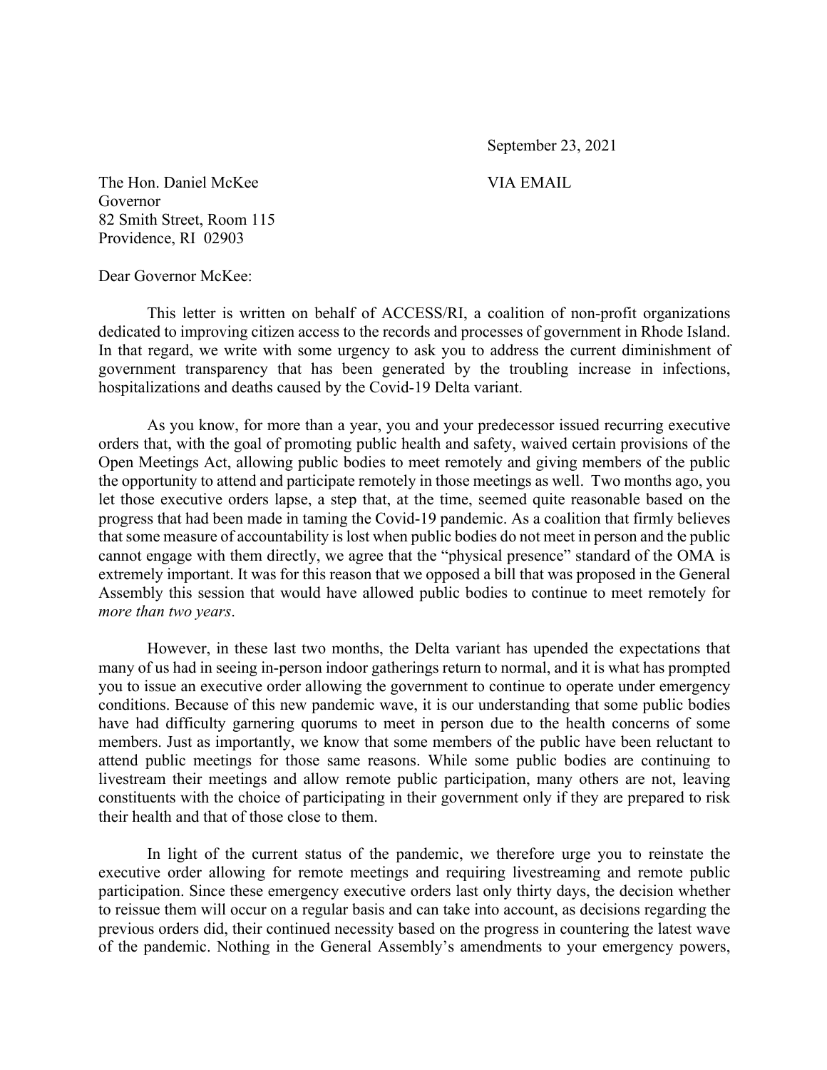September 23, 2021

The Hon. Daniel McKee
Governor
82 Smith Street, Room 115
Providence, RI 02903

VIA EMAIL

Dear Governor McKee:

This letter is written on behalf of ACCESS/RI, a coalition of non-profit organizations dedicated to improving citizen access to the records and processes of government in Rhode Island. In that regard, we write with some urgency to ask you to address the current diminishment of government transparency that has been generated by the troubling increase in infections, hospitalizations and deaths caused by the Covid-19 Delta variant.

As you know, for more than a year, you and your predecessor issued recurring executive orders that, with the goal of promoting public health and safety, waived certain provisions of the Open Meetings Act, allowing public bodies to meet remotely and giving members of the public the opportunity to attend and participate remotely in those meetings as well. Two months ago, you let those executive orders lapse, a step that, at the time, seemed quite reasonable based on the progress that had been made in taming the Covid-19 pandemic. As a coalition that firmly believes that some measure of accountability is lost when public bodies do not meet in person and the public cannot engage with them directly, we agree that the "physical presence" standard of the OMA is extremely important. It was for this reason that we opposed a bill that was proposed in the General Assembly this session that would have allowed public bodies to continue to meet remotely for *more than two years*.

However, in these last two months, the Delta variant has upended the expectations that many of us had in seeing in-person indoor gatherings return to normal, and it is what has prompted you to issue an executive order allowing the government to continue to operate under emergency conditions. Because of this new pandemic wave, it is our understanding that some public bodies have had difficulty garnering quorums to meet in person due to the health concerns of some members. Just as importantly, we know that some members of the public have been reluctant to attend public meetings for those same reasons. While some public bodies are continuing to livestream their meetings and allow remote public participation, many others are not, leaving constituents with the choice of participating in their government only if they are prepared to risk their health and that of those close to them.

In light of the current status of the pandemic, we therefore urge you to reinstate the executive order allowing for remote meetings and requiring livestreaming and remote public participation. Since these emergency executive orders last only thirty days, the decision whether to reissue them will occur on a regular basis and can take into account, as decisions regarding the previous orders did, their continued necessity based on the progress in countering the latest wave of the pandemic. Nothing in the General Assembly's amendments to your emergency powers,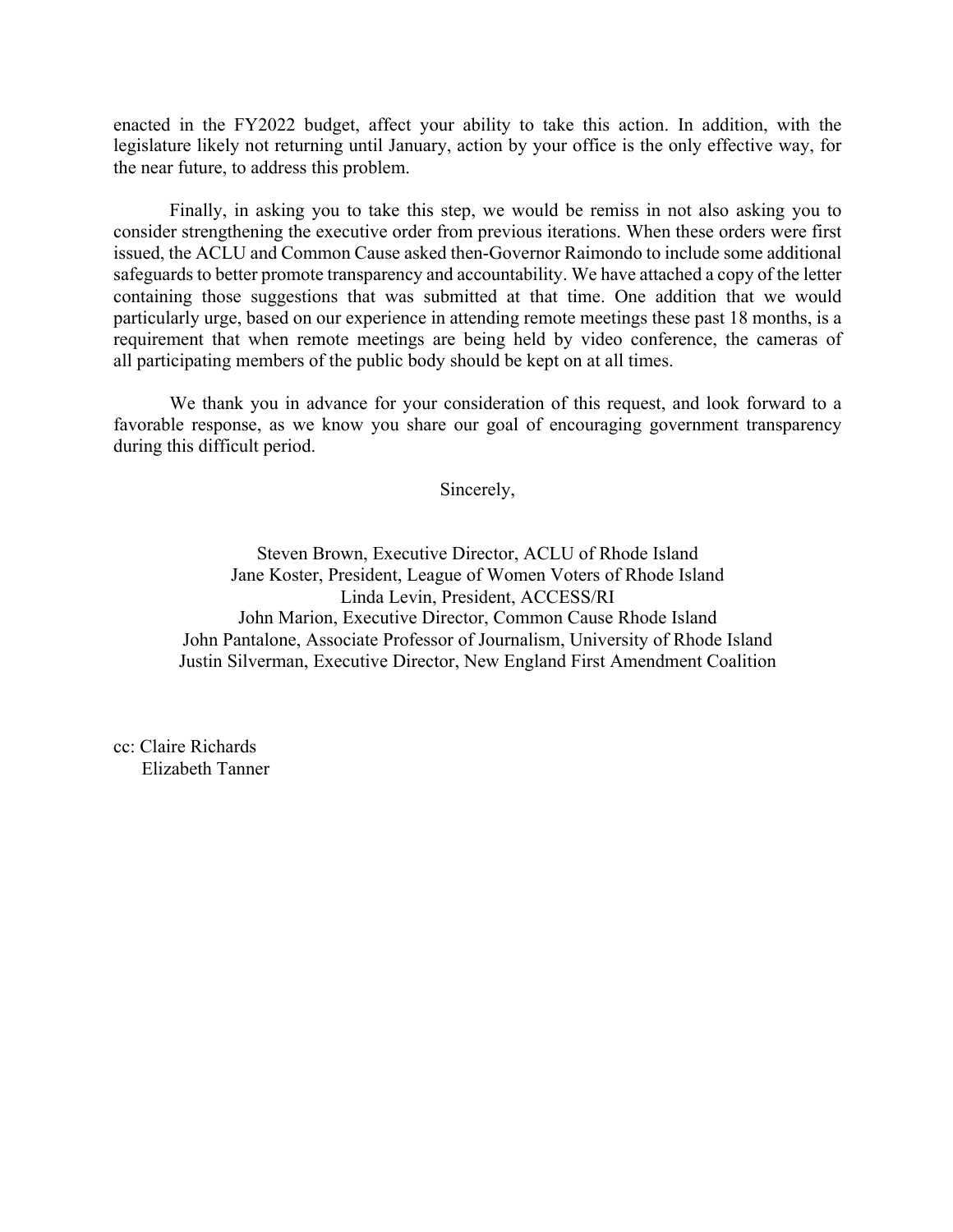enacted in the FY2022 budget, affect your ability to take this action. In addition, with the legislature likely not returning until January, action by your office is the only effective way, for the near future, to address this problem.

Finally, in asking you to take this step, we would be remiss in not also asking you to consider strengthening the executive order from previous iterations. When these orders were first issued, the ACLU and Common Cause asked then-Governor Raimondo to include some additional safeguards to better promote transparency and accountability. We have attached a copy of the letter containing those suggestions that was submitted at that time. One addition that we would particularly urge, based on our experience in attending remote meetings these past 18 months, is a requirement that when remote meetings are being held by video conference, the cameras of all participating members of the public body should be kept on at all times.

We thank you in advance for your consideration of this request, and look forward to a favorable response, as we know you share our goal of encouraging government transparency during this difficult period.

Sincerely,

Steven Brown, Executive Director, ACLU of Rhode Island
Jane Koster, President, League of Women Voters of Rhode Island
Linda Levin, President, ACCESS/RI
John Marion, Executive Director, Common Cause Rhode Island
John Pantalone, Associate Professor of Journalism, University of Rhode Island
Justin Silverman, Executive Director, New England First Amendment Coalition

cc: Claire Richards
Elizabeth Tanner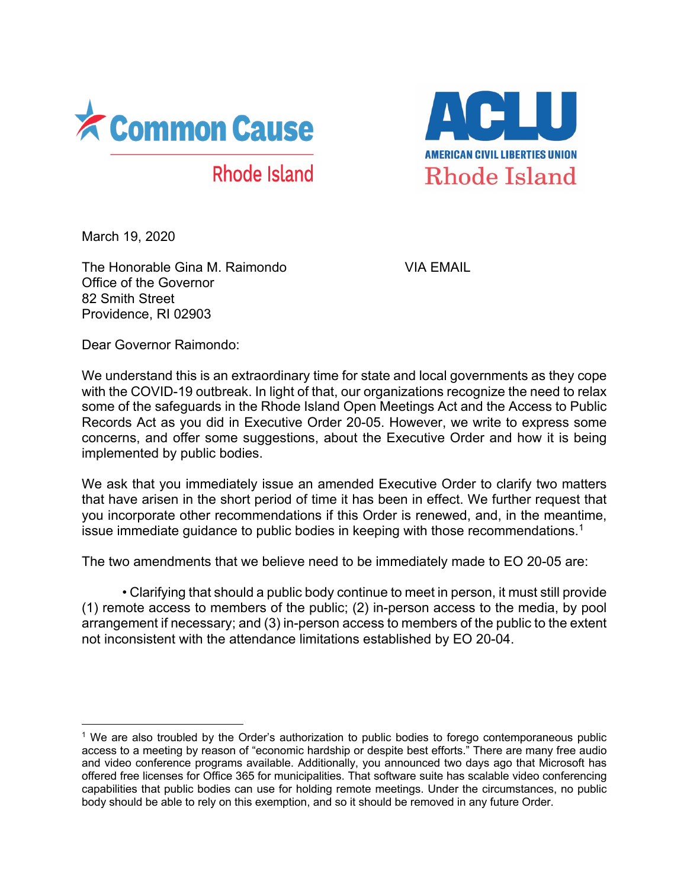Common Cause Rhode Island

ACLU AMERICAN CIVIL LIBERTIES UNION Rhode Island

March 19, 2020

The Honorable Gina M. Raimondo  
Office of the Governor  
82 Smith Street  
Providence, RI 02903

VIA EMAIL

Dear Governor Raimondo:

We understand this is an extraordinary time for state and local governments as they cope with the COVID-19 outbreak. In light of that, our organizations recognize the need to relax some of the safeguards in the Rhode Island Open Meetings Act and the Access to Public Records Act as you did in Executive Order 20-05. However, we write to express some concerns, and offer some suggestions, about the Executive Order and how it is being implemented by public bodies.

We ask that you immediately issue an amended Executive Order to clarify two matters that have arisen in the short period of time it has been in effect. We further request that you incorporate other recommendations if this Order is renewed, and, in the meantime, issue immediate guidance to public bodies in keeping with those recommendations.[1]

The two amendments that we believe need to be immediately made to EO 20-05 are:

- Clarifying that should a public body continue to meet in person, it must still provide (1) remote access to members of the public; (2) in-person access to the media, by pool arrangement if necessary; and (3) in-person access to members of the public to the extent not inconsistent with the attendance limitations established by EO 20-04.

[1] We are also troubled by the Order's authorization to public bodies to forego contemporaneous public access to a meeting by reason of "economic hardship or despite best efforts." There are many free audio and video conference programs available. Additionally, you announced two days ago that Microsoft has offered free licenses for Office 365 for municipalities. That software suite has scalable video conferencing capabilities that public bodies can use for holding remote meetings. Under the circumstances, no public body should be able to rely on this exemption, and so it should be removed in any future Order.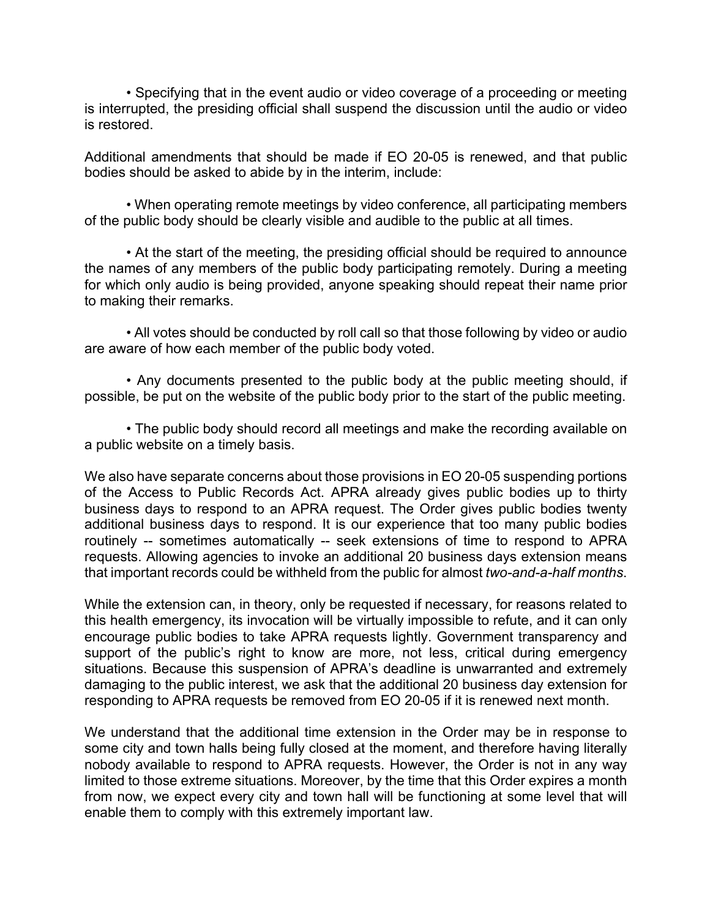- Specifying that in the event audio or video coverage of a proceeding or meeting is interrupted, the presiding official shall suspend the discussion until the audio or video is restored.

Additional amendments that should be made if EO 20-05 is renewed, and that public bodies should be asked to abide by in the interim, include:

- When operating remote meetings by video conference, all participating members of the public body should be clearly visible and audible to the public at all times.

- At the start of the meeting, the presiding official should be required to announce the names of any members of the public body participating remotely. During a meeting for which only audio is being provided, anyone speaking should repeat their name prior to making their remarks.

- All votes should be conducted by roll call so that those following by video or audio are aware of how each member of the public body voted.

- Any documents presented to the public body at the public meeting should, if possible, be put on the website of the public body prior to the start of the public meeting.

- The public body should record all meetings and make the recording available on a public website on a timely basis.

We also have separate concerns about those provisions in EO 20-05 suspending portions of the Access to Public Records Act. APRA already gives public bodies up to thirty business days to respond to an APRA request. The Order gives public bodies twenty additional business days to respond. It is our experience that too many public bodies routinely -- sometimes automatically -- seek extensions of time to respond to APRA requests. Allowing agencies to invoke an additional 20 business days extension means that important records could be withheld from the public for almost *two-and-a-half months*.

While the extension can, in theory, only be requested if necessary, for reasons related to this health emergency, its invocation will be virtually impossible to refute, and it can only encourage public bodies to take APRA requests lightly. Government transparency and support of the public's right to know are more, not less, critical during emergency situations. Because this suspension of APRA's deadline is unwarranted and extremely damaging to the public interest, we ask that the additional 20 business day extension for responding to APRA requests be removed from EO 20-05 if it is renewed next month.

We understand that the additional time extension in the Order may be in response to some city and town halls being fully closed at the moment, and therefore having literally nobody available to respond to APRA requests. However, the Order is not in any way limited to those extreme situations. Moreover, by the time that this Order expires a month from now, we expect every city and town hall will be functioning at some level that will enable them to comply with this extremely important law.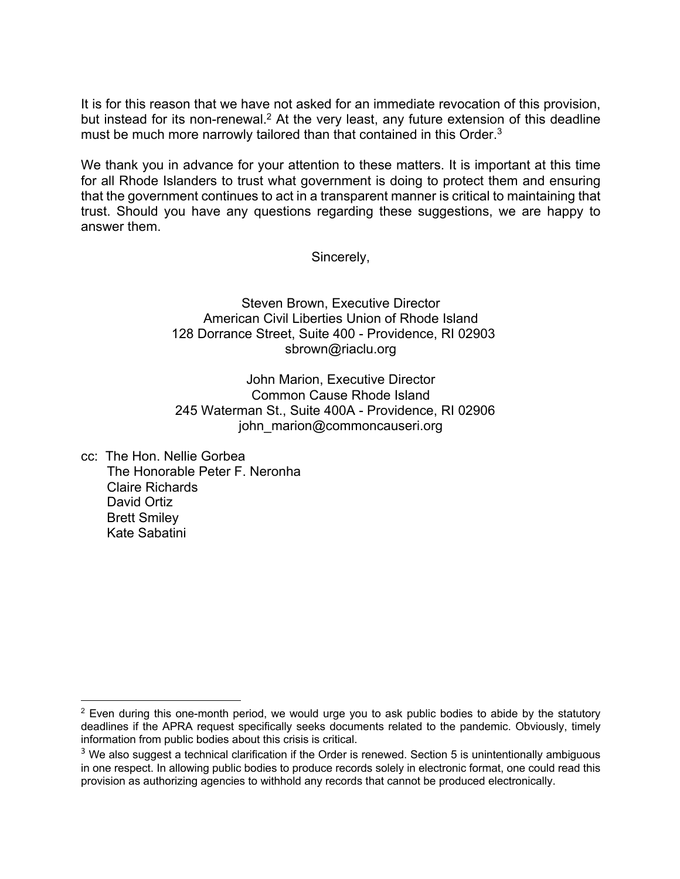It is for this reason that we have not asked for an immediate revocation of this provision, but instead for its non-renewal.[2] At the very least, any future extension of this deadline must be much more narrowly tailored than that contained in this Order.[3]

We thank you in advance for your attention to these matters. It is important at this time for all Rhode Islanders to trust what government is doing to protect them and ensuring that the government continues to act in a transparent manner is critical to maintaining that trust. Should you have any questions regarding these suggestions, we are happy to answer them.

Sincerely,

Steven Brown, Executive Director
American Civil Liberties Union of Rhode Island
128 Dorrance Street, Suite 400 - Providence, RI 02903
sbrown@riaclu.org

John Marion, Executive Director
Common Cause Rhode Island
245 Waterman St., Suite 400A - Providence, RI 02906
john_marion@commoncauseri.org

cc: The Hon. Nellie Gorbea
The Honorable Peter F. Neronha
Claire Richards
David Ortiz
Brett Smiley
Kate Sabatini

---

[2] Even during this one-month period, we would urge you to ask public bodies to abide by the statutory deadlines if the APRA request specifically seeks documents related to the pandemic. Obviously, timely information from public bodies about this crisis is critical.

[3] We also suggest a technical clarification if the Order is renewed. Section 5 is unintentionally ambiguous in one respect. In allowing public bodies to produce records solely in electronic format, one could read this provision as authorizing agencies to withhold any records that cannot be produced electronically.